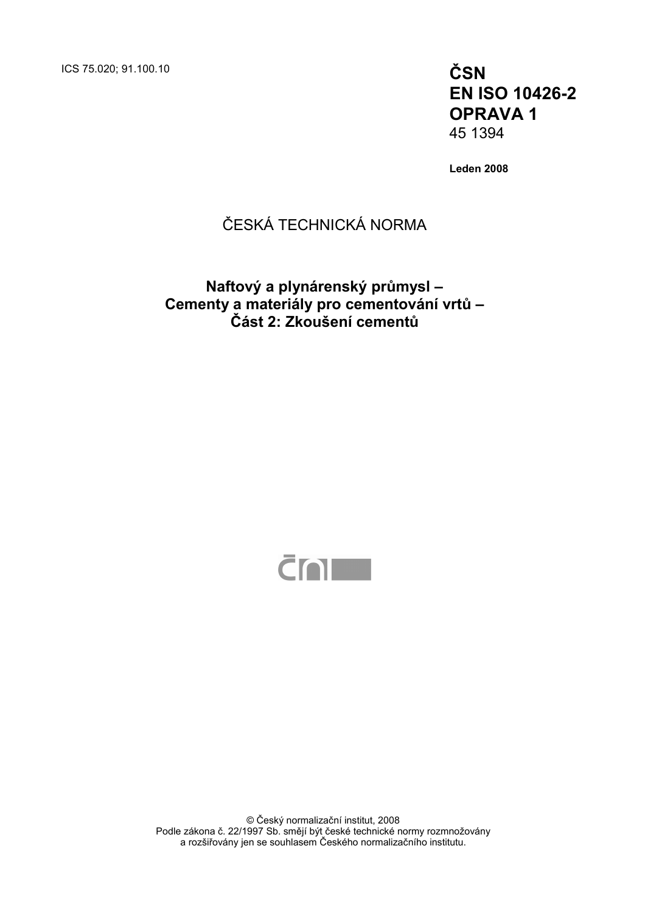ICS 75.020; 91.100.10

**ČSN**
**EN ISO 10426-2**
**OPRAVA 1**
45 1394

**Leden 2008**

ČESKÁ TECHNICKÁ NORMA

# Naftový a plynárenský průmysl – Cementy a materiály pro cementování vrtů – Část 2: Zkoušení cementů

© Český normalizační institut, 2008
Podle zákona č. 22/1997 Sb. smějí být české technické normy rozmnožovány a rozšiřovány jen se souhlasem Českého normalizačního institutu.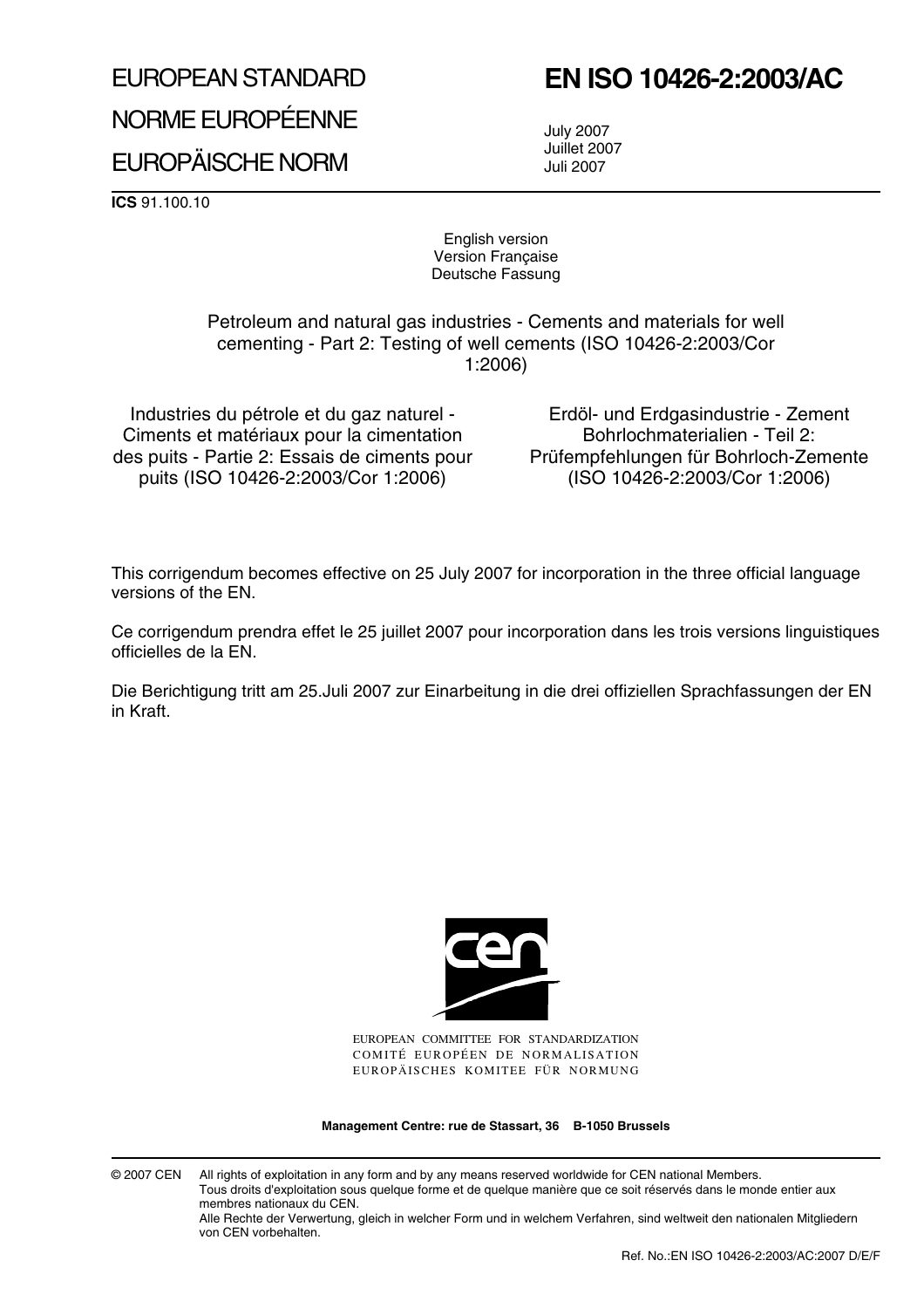EUROPEAN STANDARD

NORME EUROPÉENNE

EUROPÄISCHE NORM

# EN ISO 10426-2:2003/AC

July 2007
Juillet 2007
Juli 2007

**ICS** 91.100.10

English version
Version Française
Deutsche Fassung

Petroleum and natural gas industries - Cements and materials for well cementing - Part 2: Testing of well cements (ISO 10426-2:2003/Cor 1:2006)

Industries du pétrole et du gaz naturel - Ciments et matériaux pour la cimentation des puits - Partie 2: Essais de ciments pour puits (ISO 10426-2:2003/Cor 1:2006)

Erdöl- und Erdgasindustrie - Zement Bohrlochmaterialien - Teil 2: Prüfempfehlungen für Bohrloch-Zemente (ISO 10426-2:2003/Cor 1:2006)

This corrigendum becomes effective on 25 July 2007 for incorporation in the three official language versions of the EN.

Ce corrigendum prendra effet le 25 juillet 2007 pour incorporation dans les trois versions linguistiques officielles de la EN.

Die Berichtigung tritt am 25.Juli 2007 zur Einarbeitung in die drei offiziellen Sprachfassungen der EN in Kraft.

EUROPEAN COMMITTEE FOR STANDARDIZATION
COMITÉ EUROPÉEN DE NORMALISATION
EUROPÄISCHES KOMITEE FÜR NORMUNG

**Management Centre: rue de Stassart, 36 B-1050 Brussels**

© 2007 CEN All rights of exploitation in any form and by any means reserved worldwide for CEN national Members.
Tous droits d'exploitation sous quelque forme et de quelque manière que ce soit réservés dans le monde entier aux membres nationaux du CEN.
Alle Rechte der Verwertung, gleich in welcher Form und in welchem Verfahren, sind weltweit den nationalen Mitgliedern von CEN vorbehalten.

Ref. No.:EN ISO 10426-2:2003/AC:2007 D/E/F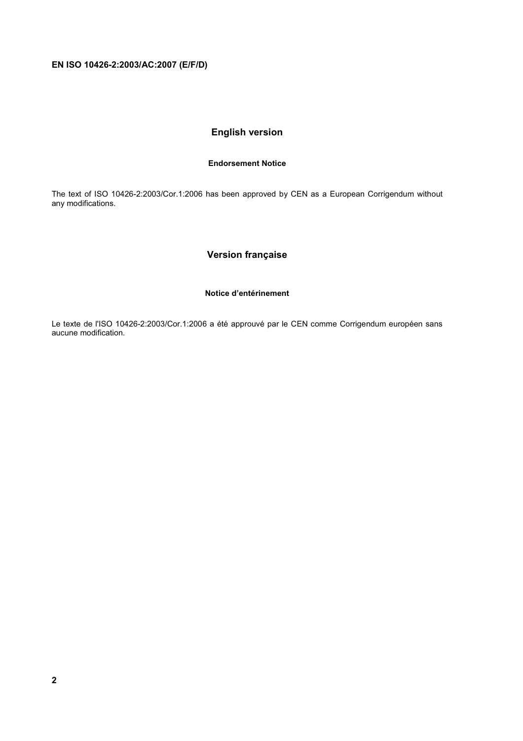## English version

### Endorsement Notice

The text of ISO 10426-2:2003/Cor.1:2006 has been approved by CEN as a European Corrigendum without any modifications.

## Version française

### Notice d'entérinement

Le texte de l'ISO 10426-2:2003/Cor.1:2006 a été approuvé par le CEN comme Corrigendum européen sans aucune modification.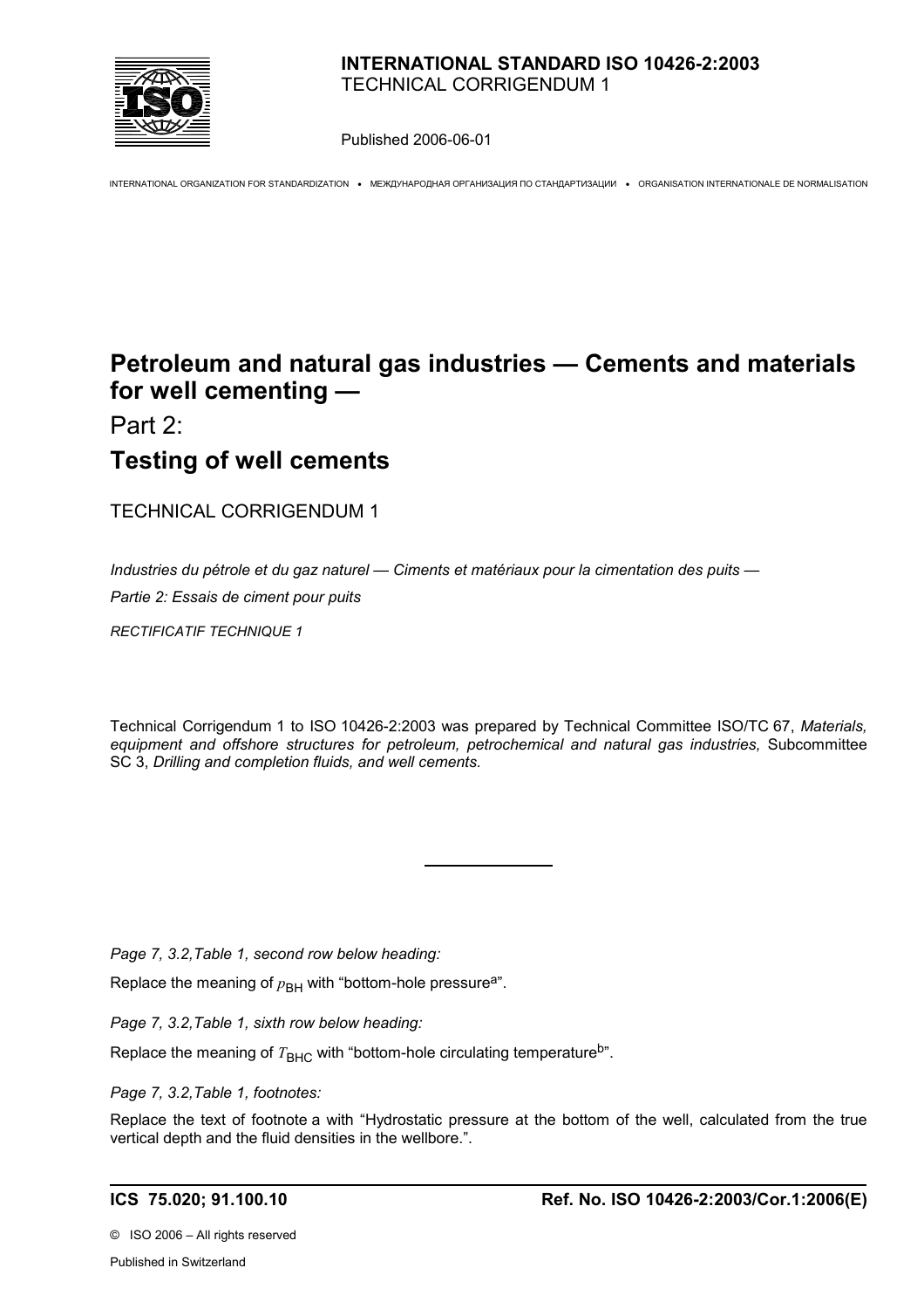**INTERNATIONAL STANDARD ISO 10426-2:2003**
TECHNICAL CORRIGENDUM 1

Published 2006-06-01

INTERNATIONAL ORGANIZATION FOR STANDARDIZATION • МЕЖДУНАРОДНАЯ ОРГАНИЗАЦИЯ ПО СТАНДАРТИЗАЦИИ • ORGANISATION INTERNATIONALE DE NORMALISATION

# Petroleum and natural gas industries — Cements and materials for well cementing —

Part 2:

## Testing of well cements

TECHNICAL CORRIGENDUM 1

*Industries du pétrole et du gaz naturel — Ciments et matériaux pour la cimentation des puits —*

*Partie 2: Essais de ciment pour puits*

*RECTIFICATIF TECHNIQUE 1*

Technical Corrigendum 1 to ISO 10426-2:2003 was prepared by Technical Committee ISO/TC 67, *Materials, equipment and offshore structures for petroleum, petrochemical and natural gas industries,* Subcommittee SC 3, *Drilling and completion fluids, and well cements*.

---

*Page 7, 3.2,Table 1, second row below heading:*

Replace the meaning of $p_{BH}$ with "bottom-hole pressure[a]".

*Page 7, 3.2,Table 1, sixth row below heading:*

Replace the meaning of $T_{BHC}$ with "bottom-hole circulating temperature[b]".

*Page 7, 3.2,Table 1, footnotes:*

Replace the text of footnote a with "Hydrostatic pressure at the bottom of the well, calculated from the true vertical depth and the fluid densities in the wellbore.".

**ICS 75.020; 91.100.10** **Ref. No. ISO 10426-2:2003/Cor.1:2006(E)**

© ISO 2006 – All rights reserved

Published in Switzerland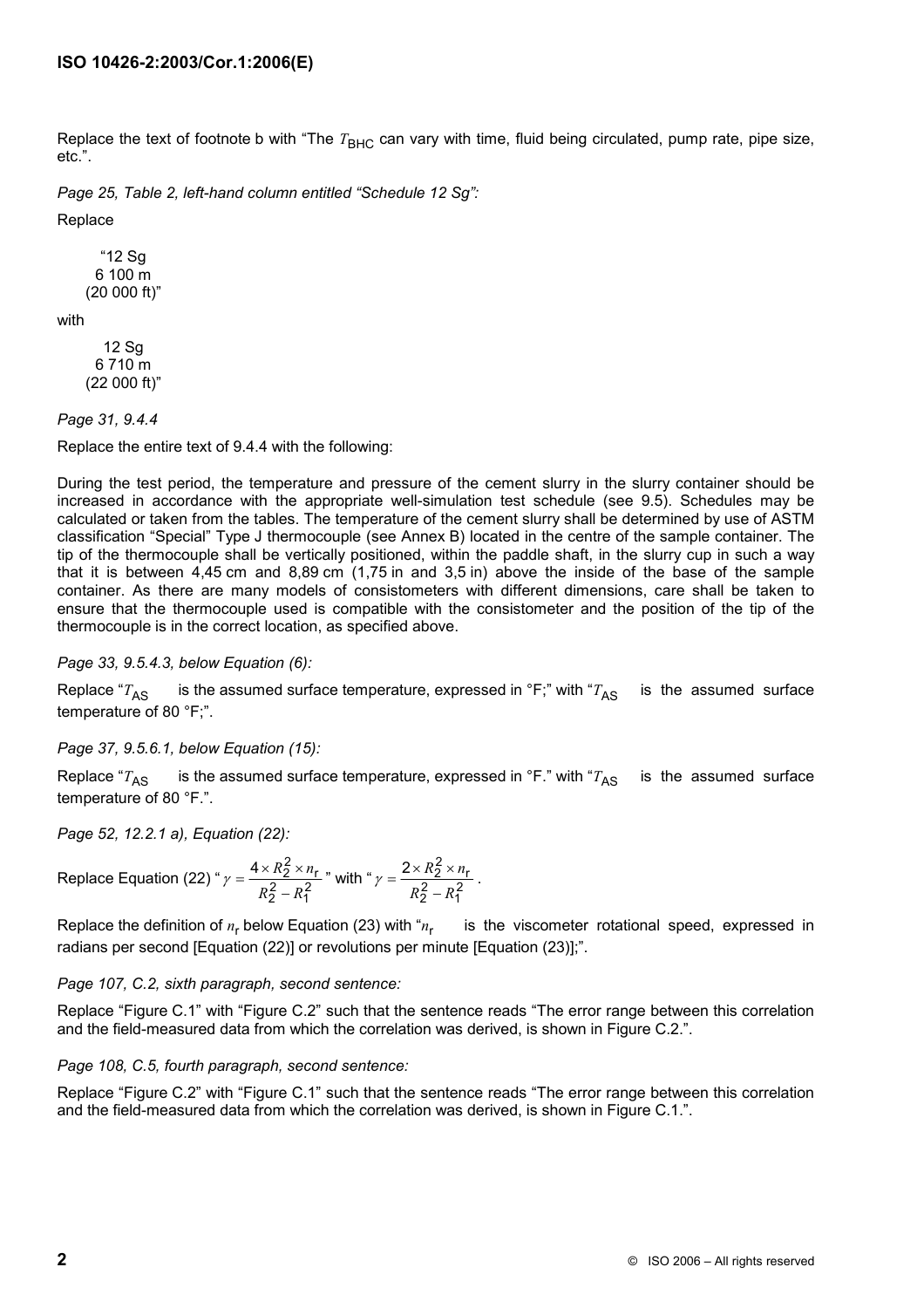Replace the text of footnote b with "The $T_{BHC}$ can vary with time, fluid being circulated, pump rate, pipe size, etc.".

*Page 25, Table 2, left-hand column entitled "Schedule 12 Sg":*

Replace

"12 Sg
6 100 m
(20 000 ft)"

with

12 Sg
6 710 m
(22 000 ft)"

*Page 31, 9.4.4*

Replace the entire text of 9.4.4 with the following:

During the test period, the temperature and pressure of the cement slurry in the slurry container should be increased in accordance with the appropriate well-simulation test schedule (see 9.5). Schedules may be calculated or taken from the tables. The temperature of the cement slurry shall be determined by use of ASTM classification "Special" Type J thermocouple (see Annex B) located in the centre of the sample container. The tip of the thermocouple shall be vertically positioned, within the paddle shaft, in the slurry cup in such a way that it is between 4,45 cm and 8,89 cm (1,75 in and 3,5 in) above the inside of the base of the sample container. As there are many models of consistometers with different dimensions, care shall be taken to ensure that the thermocouple used is compatible with the consistometer and the position of the tip of the thermocouple is in the correct location, as specified above.

*Page 33, 9.5.4.3, below Equation (6):*

Replace "$T_{AS}$ is the assumed surface temperature, expressed in °F;" with "$T_{AS}$ is the assumed surface temperature of 80 °F;".

*Page 37, 9.5.6.1, below Equation (15):*

Replace "$T_{AS}$ is the assumed surface temperature, expressed in °F." with "$T_{AS}$ is the assumed surface temperature of 80 °F.".

*Page 52, 12.2.1 a), Equation (22):*

Replace Equation (22) "$\gamma = \dfrac{4 \times R_2^2 \times n_r}{R_2^2 - R_1^2}$" with "$\gamma = \dfrac{2 \times R_2^2 \times n_r}{R_2^2 - R_1^2}$.

Replace the definition of $n_r$ below Equation (23) with "$n_r$ is the viscometer rotational speed, expressed in radians per second [Equation (22)] or revolutions per minute [Equation (23)];".

*Page 107, C.2, sixth paragraph, second sentence:*

Replace "Figure C.1" with "Figure C.2" such that the sentence reads "The error range between this correlation and the field-measured data from which the correlation was derived, is shown in Figure C.2.".

*Page 108, C.5, fourth paragraph, second sentence:*

Replace "Figure C.2" with "Figure C.1" such that the sentence reads "The error range between this correlation and the field-measured data from which the correlation was derived, is shown in Figure C.1.".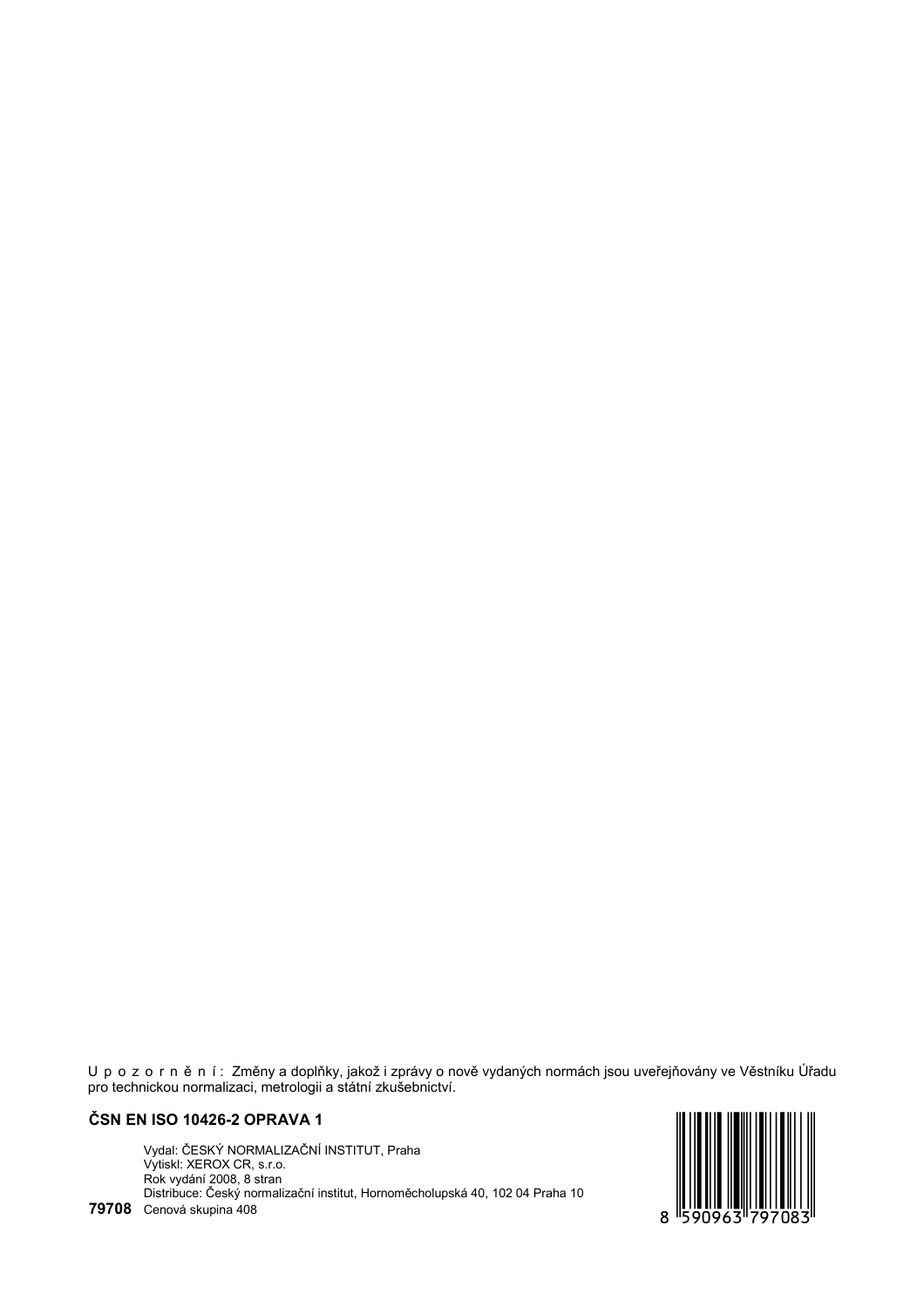U p o z o r n ě n í : Změny a doplňky, jakož i zprávy o nově vydaných normách jsou uveřejňovány ve Věstníku Úřadu pro technickou normalizaci, metrologii a státní zkušebnictví.

**ČSN EN ISO 10426-2 OPRAVA 1**

Vydal: ČESKÝ NORMALIZAČNÍ INSTITUT, Praha
Vytiskl: XEROX CR, s.r.o.
Rok vydání 2008, 8 stran
Distribuce: Český normalizační institut, Hornoměcholupská 40, 102 04 Praha 10

**79708** Cenová skupina 408

8 590963 797083